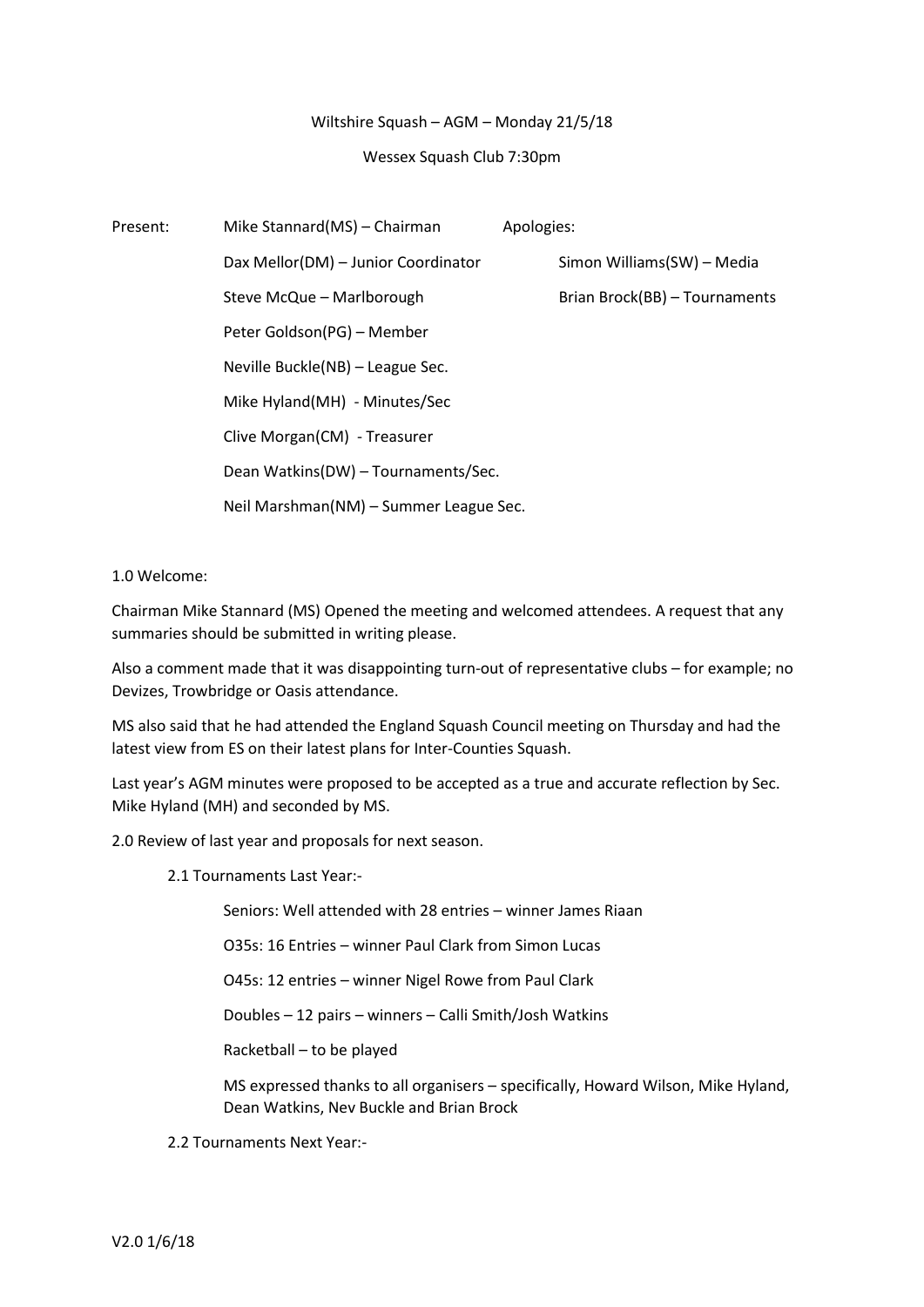Wiltshire Squash – AGM – Monday 21/5/18

Wessex Squash Club 7:30pm

| Present: | | Apologies: |
|---|---|---|
| | Mike Stannard(MS) – Chairman | |
| | Dax Mellor(DM) – Junior Coordinator | Simon Williams(SW) – Media |
| | Steve McQue – Marlborough | Brian Brock(BB) – Tournaments |
| | Peter Goldson(PG) – Member | |
| | Neville Buckle(NB) – League Sec. | |
| | Mike Hyland(MH) - Minutes/Sec | |
| | Clive Morgan(CM) - Treasurer | |
| | Dean Watkins(DW) – Tournaments/Sec. | |
| | Neil Marshman(NM) – Summer League Sec. | |

1.0 Welcome:

Chairman Mike Stannard (MS) Opened the meeting and welcomed attendees. A request that any summaries should be submitted in writing please.

Also a comment made that it was disappointing turn-out of representative clubs – for example; no Devizes, Trowbridge or Oasis attendance.

MS also said that he had attended the England Squash Council meeting on Thursday and had the latest view from ES on their latest plans for Inter-Counties Squash.

Last year's AGM minutes were proposed to be accepted as a true and accurate reflection by Sec. Mike Hyland (MH) and seconded by MS.

2.0 Review of last year and proposals for next season.

2.1 Tournaments Last Year:-

Seniors: Well attended with 28 entries – winner James Riaan

O35s: 16 Entries – winner Paul Clark from Simon Lucas

O45s: 12 entries – winner Nigel Rowe from Paul Clark

Doubles – 12 pairs – winners – Calli Smith/Josh Watkins

Racketball – to be played

MS expressed thanks to all organisers – specifically, Howard Wilson, Mike Hyland, Dean Watkins, Nev Buckle and Brian Brock

2.2 Tournaments Next Year:-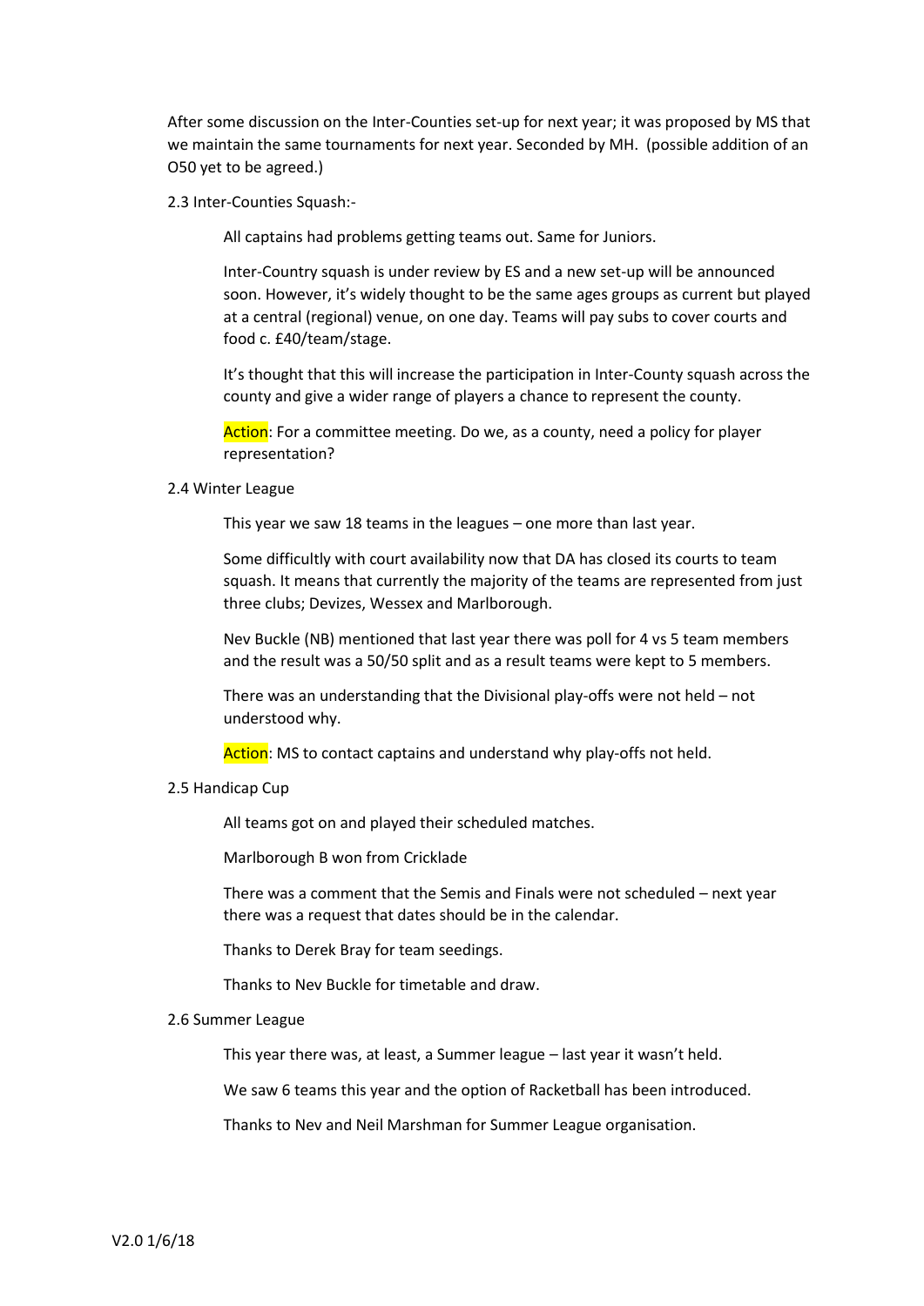After some discussion on the Inter-Counties set-up for next year; it was proposed by MS that we maintain the same tournaments for next year. Seconded by MH. (possible addition of an O50 yet to be agreed.)

2.3 Inter-Counties Squash:-

All captains had problems getting teams out. Same for Juniors.

Inter-Country squash is under review by ES and a new set-up will be announced soon. However, it's widely thought to be the same ages groups as current but played at a central (regional) venue, on one day. Teams will pay subs to cover courts and food c. £40/team/stage.

It's thought that this will increase the participation in Inter-County squash across the county and give a wider range of players a chance to represent the county.

Action: For a committee meeting. Do we, as a county, need a policy for player representation?

2.4 Winter League

This year we saw 18 teams in the leagues – one more than last year.

Some difficultly with court availability now that DA has closed its courts to team squash. It means that currently the majority of the teams are represented from just three clubs; Devizes, Wessex and Marlborough.

Nev Buckle (NB) mentioned that last year there was poll for 4 vs 5 team members and the result was a 50/50 split and as a result teams were kept to 5 members.

There was an understanding that the Divisional play-offs were not held – not understood why.

Action: MS to contact captains and understand why play-offs not held.

2.5 Handicap Cup

All teams got on and played their scheduled matches.

Marlborough B won from Cricklade

There was a comment that the Semis and Finals were not scheduled – next year there was a request that dates should be in the calendar.

Thanks to Derek Bray for team seedings.

Thanks to Nev Buckle for timetable and draw.

2.6 Summer League

This year there was, at least, a Summer league – last year it wasn't held.

We saw 6 teams this year and the option of Racketball has been introduced.

Thanks to Nev and Neil Marshman for Summer League organisation.

V2.0 1/6/18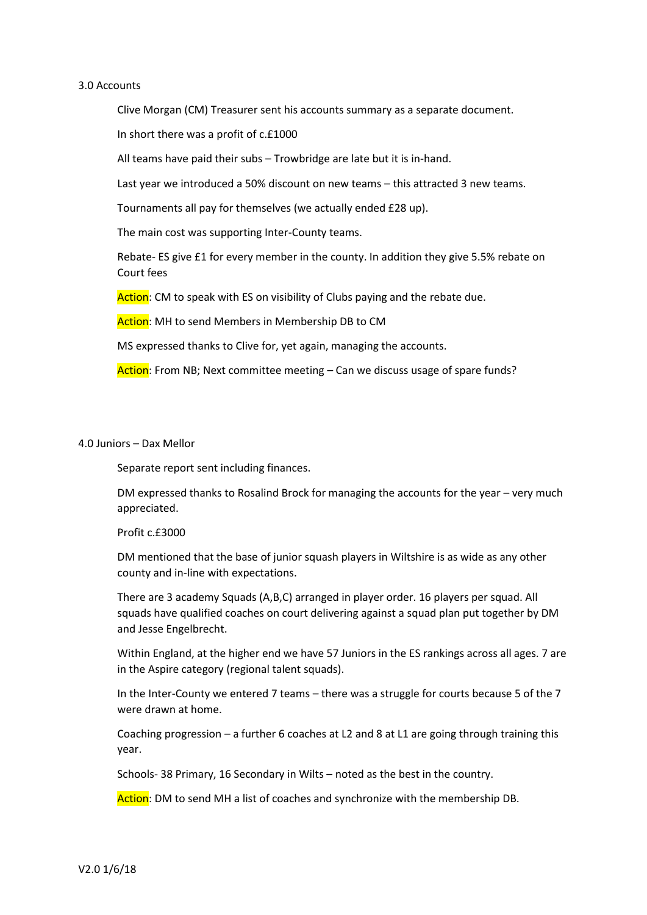3.0 Accounts

Clive Morgan (CM) Treasurer sent his accounts summary as a separate document.

In short there was a profit of c.£1000

All teams have paid their subs – Trowbridge are late but it is in-hand.

Last year we introduced a 50% discount on new teams – this attracted 3 new teams.

Tournaments all pay for themselves (we actually ended £28 up).

The main cost was supporting Inter-County teams.

Rebate- ES give £1 for every member in the county. In addition they give 5.5% rebate on Court fees

Action: CM to speak with ES on visibility of Clubs paying and the rebate due.

Action: MH to send Members in Membership DB to CM

MS expressed thanks to Clive for, yet again, managing the accounts.

Action: From NB; Next committee meeting – Can we discuss usage of spare funds?

4.0 Juniors – Dax Mellor

Separate report sent including finances.

DM expressed thanks to Rosalind Brock for managing the accounts for the year – very much appreciated.

Profit c.£3000

DM mentioned that the base of junior squash players in Wiltshire is as wide as any other county and in-line with expectations.

There are 3 academy Squads (A,B,C) arranged in player order. 16 players per squad. All squads have qualified coaches on court delivering against a squad plan put together by DM and Jesse Engelbrecht.

Within England, at the higher end we have 57 Juniors in the ES rankings across all ages. 7 are in the Aspire category (regional talent squads).

In the Inter-County we entered 7 teams – there was a struggle for courts because 5 of the 7 were drawn at home.

Coaching progression – a further 6 coaches at L2 and 8 at L1 are going through training this year.

Schools- 38 Primary, 16 Secondary in Wilts – noted as the best in the country.

Action: DM to send MH a list of coaches and synchronize with the membership DB.

V2.0 1/6/18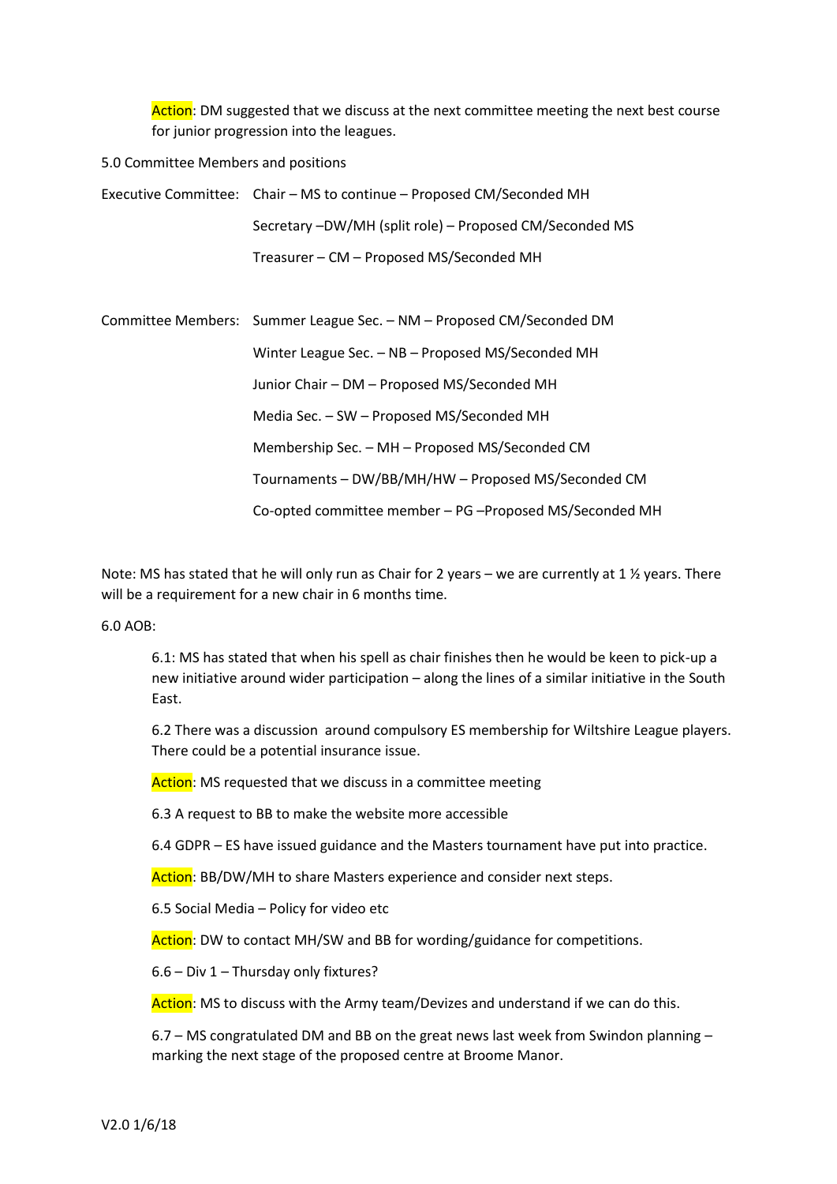Action: DM suggested that we discuss at the next committee meeting the next best course for junior progression into the leagues.

5.0 Committee Members and positions

Executive Committee: Chair – MS to continue – Proposed CM/Seconded MH

Secretary –DW/MH (split role) – Proposed CM/Seconded MS

Treasurer – CM – Proposed MS/Seconded MH

Committee Members: Summer League Sec. – NM – Proposed CM/Seconded DM

Winter League Sec. – NB – Proposed MS/Seconded MH

Junior Chair – DM – Proposed MS/Seconded MH

Media Sec. – SW – Proposed MS/Seconded MH

Membership Sec. – MH – Proposed MS/Seconded CM

Tournaments – DW/BB/MH/HW – Proposed MS/Seconded CM

Co-opted committee member – PG –Proposed MS/Seconded MH

Note: MS has stated that he will only run as Chair for 2 years – we are currently at 1 ½ years. There will be a requirement for a new chair in 6 months time.

6.0 AOB:

6.1: MS has stated that when his spell as chair finishes then he would be keen to pick-up a new initiative around wider participation – along the lines of a similar initiative in the South East.

6.2 There was a discussion around compulsory ES membership for Wiltshire League players. There could be a potential insurance issue.

Action: MS requested that we discuss in a committee meeting

6.3 A request to BB to make the website more accessible

6.4 GDPR – ES have issued guidance and the Masters tournament have put into practice.

Action: BB/DW/MH to share Masters experience and consider next steps.

6.5 Social Media – Policy for video etc

Action: DW to contact MH/SW and BB for wording/guidance for competitions.

6.6 – Div 1 – Thursday only fixtures?

Action: MS to discuss with the Army team/Devizes and understand if we can do this.

6.7 – MS congratulated DM and BB on the great news last week from Swindon planning – marking the next stage of the proposed centre at Broome Manor.

V2.0 1/6/18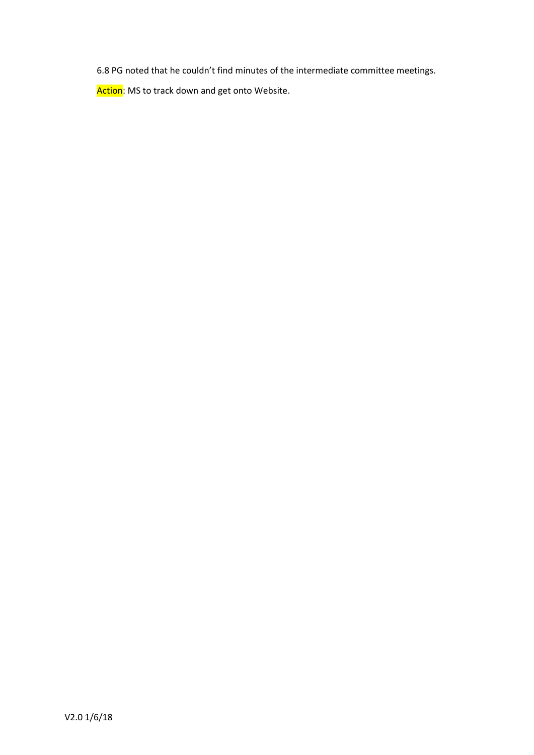6.8 PG noted that he couldn't find minutes of the intermediate committee meetings.

Action: MS to track down and get onto Website.